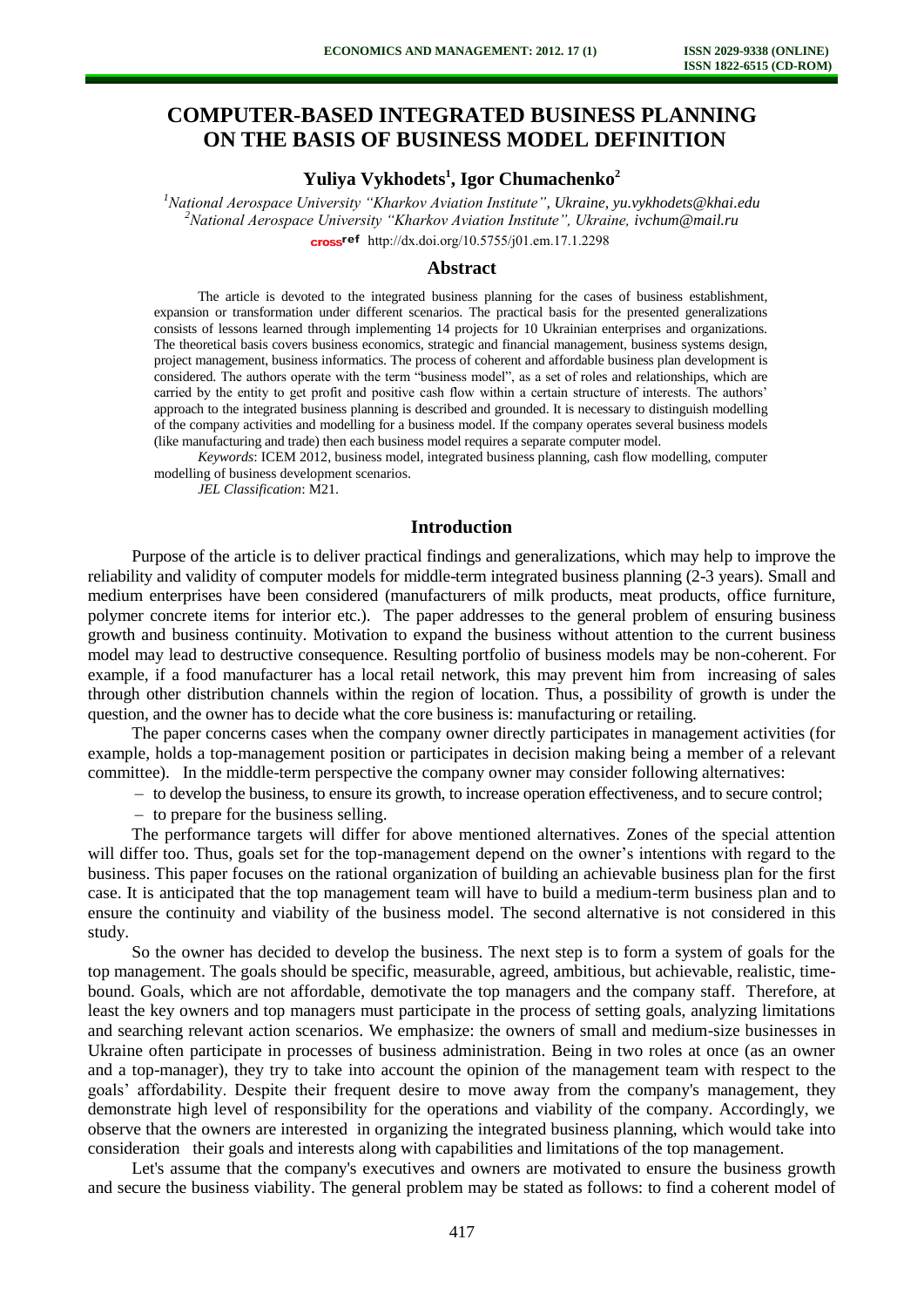# COMPUTER-BASED INTEGRATED BUSINESS PLANNING ON THE BASIS OF BUSINESS MODEL DEFINITION

**Yuliya Vykhodets[1], Igor Chumachenko[2]**

[1]*National Aerospace University "Kharkov Aviation Institute", Ukraine, yu.vykhodets@khai.edu*
[2]*National Aerospace University "Kharkov Aviation Institute", Ukraine, ivchum@mail.ru*

http://dx.doi.org/10.5755/j01.em.17.1.2298

## Abstract

The article is devoted to the integrated business planning for the cases of business establishment, expansion or transformation under different scenarios. The practical basis for the presented generalizations consists of lessons learned through implementing 14 projects for 10 Ukrainian enterprises and organizations. The theoretical basis covers business economics, strategic and financial management, business systems design, project management, business informatics. The process of coherent and affordable business plan development is considered. The authors operate with the term "business model", as a set of roles and relationships, which are carried by the entity to get profit and positive cash flow within a certain structure of interests. The authors' approach to the integrated business planning is described and grounded. It is necessary to distinguish modelling of the company activities and modelling for a business model. If the company operates several business models (like manufacturing and trade) then each business model requires a separate computer model.

*Keywords*: ICEM 2012, business model, integrated business planning, cash flow modelling, computer modelling of business development scenarios.

*JEL Classification*: M21.

## Introduction

Purpose of the article is to deliver practical findings and generalizations, which may help to improve the reliability and validity of computer models for middle-term integrated business planning (2-3 years). Small and medium enterprises have been considered (manufacturers of milk products, meat products, office furniture, polymer concrete items for interior etc.). The paper addresses to the general problem of ensuring business growth and business continuity. Motivation to expand the business without attention to the current business model may lead to destructive consequence. Resulting portfolio of business models may be non-coherent. For example, if a food manufacturer has a local retail network, this may prevent him from increasing of sales through other distribution channels within the region of location. Thus, a possibility of growth is under the question, and the owner has to decide what the core business is: manufacturing or retailing.

The paper concerns cases when the company owner directly participates in management activities (for example, holds a top-management position or participates in decision making being a member of a relevant committee). In the middle-term perspective the company owner may consider following alternatives:

- to develop the business, to ensure its growth, to increase operation effectiveness, and to secure control;
- to prepare for the business selling.

The performance targets will differ for above mentioned alternatives. Zones of the special attention will differ too. Thus, goals set for the top-management depend on the owner's intentions with regard to the business. This paper focuses on the rational organization of building an achievable business plan for the first case. It is anticipated that the top management team will have to build a medium-term business plan and to ensure the continuity and viability of the business model. The second alternative is not considered in this study.

So the owner has decided to develop the business. The next step is to form a system of goals for the top management. The goals should be specific, measurable, agreed, ambitious, but achievable, realistic, time-bound. Goals, which are not affordable, demotivate the top managers and the company staff. Therefore, at least the key owners and top managers must participate in the process of setting goals, analyzing limitations and searching relevant action scenarios. We emphasize: the owners of small and medium-size businesses in Ukraine often participate in processes of business administration. Being in two roles at once (as an owner and a top-manager), they try to take into account the opinion of the management team with respect to the goals' affordability. Despite their frequent desire to move away from the company's management, they demonstrate high level of responsibility for the operations and viability of the company. Accordingly, we observe that the owners are interested in organizing the integrated business planning, which would take into consideration their goals and interests along with capabilities and limitations of the top management.

Let's assume that the company's executives and owners are motivated to ensure the business growth and secure the business viability. The general problem may be stated as follows: to find a coherent model of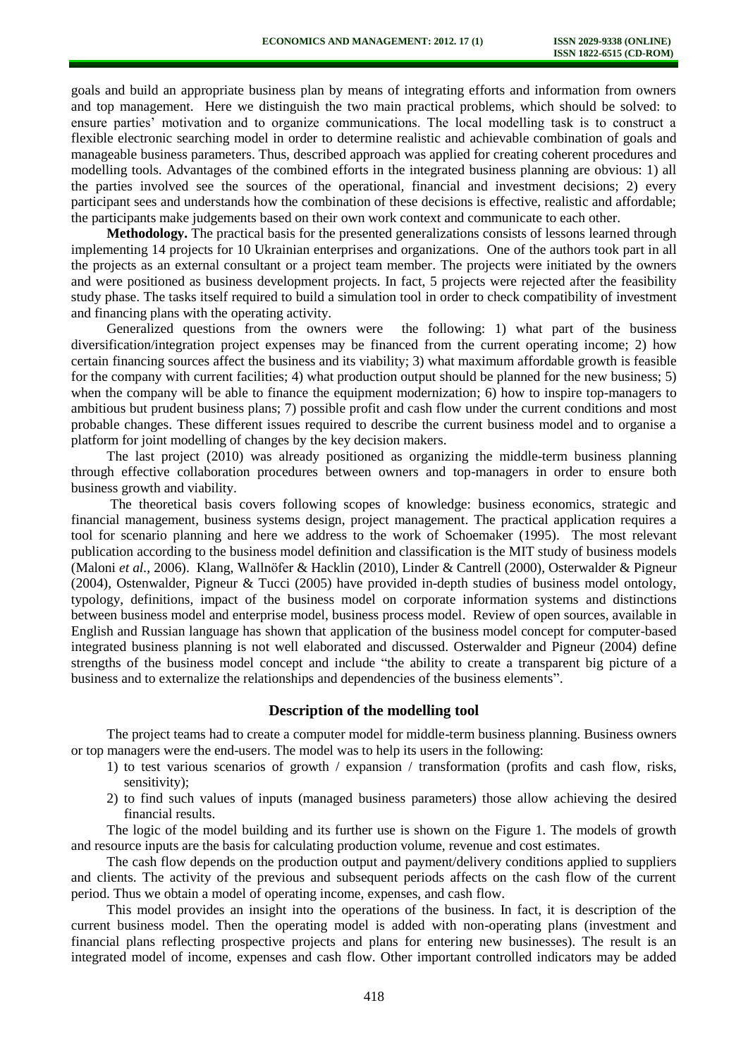goals and build an appropriate business plan by means of integrating efforts and information from owners and top management. Here we distinguish the two main practical problems, which should be solved: to ensure parties' motivation and to organize communications. The local modelling task is to construct a flexible electronic searching model in order to determine realistic and achievable combination of goals and manageable business parameters. Thus, described approach was applied for creating coherent procedures and modelling tools. Advantages of the combined efforts in the integrated business planning are obvious: 1) all the parties involved see the sources of the operational, financial and investment decisions; 2) every participant sees and understands how the combination of these decisions is effective, realistic and affordable; the participants make judgements based on their own work context and communicate to each other.

**Methodology.** The practical basis for the presented generalizations consists of lessons learned through implementing 14 projects for 10 Ukrainian enterprises and organizations. One of the authors took part in all the projects as an external consultant or a project team member. The projects were initiated by the owners and were positioned as business development projects. In fact, 5 projects were rejected after the feasibility study phase. The tasks itself required to build a simulation tool in order to check compatibility of investment and financing plans with the operating activity.

Generalized questions from the owners were the following: 1) what part of the business diversification/integration project expenses may be financed from the current operating income; 2) how certain financing sources affect the business and its viability; 3) what maximum affordable growth is feasible for the company with current facilities; 4) what production output should be planned for the new business; 5) when the company will be able to finance the equipment modernization; 6) how to inspire top-managers to ambitious but prudent business plans; 7) possible profit and cash flow under the current conditions and most probable changes. These different issues required to describe the current business model and to organise a platform for joint modelling of changes by the key decision makers.

The last project (2010) was already positioned as organizing the middle-term business planning through effective collaboration procedures between owners and top-managers in order to ensure both business growth and viability.

The theoretical basis covers following scopes of knowledge: business economics, strategic and financial management, business systems design, project management. The practical application requires a tool for scenario planning and here we address to the work of Schoemaker (1995). The most relevant publication according to the business model definition and classification is the MIT study of business models (Maloni *et al.*, 2006). Klang, Wallnöfer & Hacklin (2010), Linder & Cantrell (2000), Osterwalder & Pigneur (2004), Ostenwalder, Pigneur & Tucci (2005) have provided in-depth studies of business model ontology, typology, definitions, impact of the business model on corporate information systems and distinctions between business model and enterprise model, business process model. Review of open sources, available in English and Russian language has shown that application of the business model concept for computer-based integrated business planning is not well elaborated and discussed. Osterwalder and Pigneur (2004) define strengths of the business model concept and include "the ability to create a transparent big picture of a business and to externalize the relationships and dependencies of the business elements".

## Description of the modelling tool

The project teams had to create a computer model for middle-term business planning. Business owners or top managers were the end-users. The model was to help its users in the following:

1) to test various scenarios of growth / expansion / transformation (profits and cash flow, risks, sensitivity);
2) to find such values of inputs (managed business parameters) those allow achieving the desired financial results.

The logic of the model building and its further use is shown on the Figure 1. The models of growth and resource inputs are the basis for calculating production volume, revenue and cost estimates.

The cash flow depends on the production output and payment/delivery conditions applied to suppliers and clients. The activity of the previous and subsequent periods affects on the cash flow of the current period. Thus we obtain a model of operating income, expenses, and cash flow.

This model provides an insight into the operations of the business. In fact, it is description of the current business model. Then the operating model is added with non-operating plans (investment and financial plans reflecting prospective projects and plans for entering new businesses). The result is an integrated model of income, expenses and cash flow. Other important controlled indicators may be added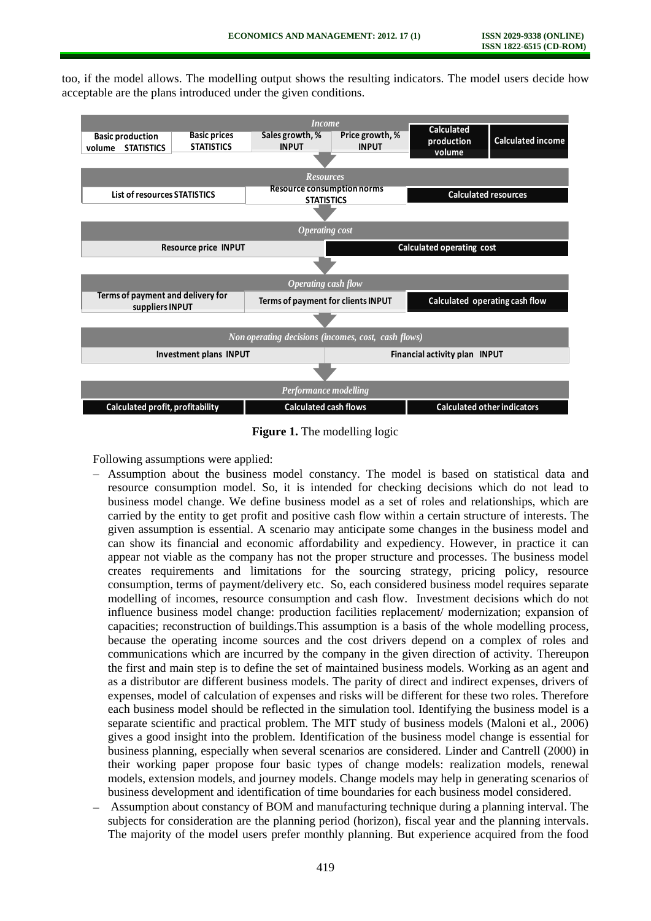too, if the model allows. The modelling output shows the resulting indicators. The model users decide how acceptable are the plans introduced under the given conditions.

| *Income* | | | | | |
|---|---|---|---|---|---|
| Basic production volume STATISTICS | Basic prices STATISTICS | Sales growth, % INPUT | Price growth, % INPUT | Calculated production volume | Calculated income |

| *Resources* | | |
|---|---|---|
| List of resources STATISTICS | Resource consumption norms STATISTICS | Calculated resources |

| *Operating cost* | |
|---|---|
| Resource price INPUT | Calculated operating cost |

| *Operating cash flow* | | |
|---|---|---|
| Terms of payment and delivery for suppliers INPUT | Terms of payment for clients INPUT | Calculated operating cash flow |

| *Non operating decisions (incomes, cost, cash flows)* | |
|---|---|
| Investment plans INPUT | Financial activity plan INPUT |

| *Performance modelling* | | |
|---|---|---|
| Calculated profit, profitability | Calculated cash flows | Calculated other indicators |

**Figure 1.** The modelling logic

Following assumptions were applied:

– Assumption about the business model constancy. The model is based on statistical data and resource consumption model. So, it is intended for checking decisions which do not lead to business model change. We define business model as a set of roles and relationships, which are carried by the entity to get profit and positive cash flow within a certain structure of interests. The given assumption is essential. A scenario may anticipate some changes in the business model and can show its financial and economic affordability and expediency. However, in practice it can appear not viable as the company has not the proper structure and processes. The business model creates requirements and limitations for the sourcing strategy, pricing policy, resource consumption, terms of payment/delivery etc. So, each considered business model requires separate modelling of incomes, resource consumption and cash flow. Investment decisions which do not influence business model change: production facilities replacement/ modernization; expansion of capacities; reconstruction of buildings.This assumption is a basis of the whole modelling process, because the operating income sources and the cost drivers depend on a complex of roles and communications which are incurred by the company in the given direction of activity. Thereupon the first and main step is to define the set of maintained business models. Working as an agent and as a distributor are different business models. The parity of direct and indirect expenses, drivers of expenses, model of calculation of expenses and risks will be different for these two roles. Therefore each business model should be reflected in the simulation tool. Identifying the business model is a separate scientific and practical problem. The MIT study of business models (Maloni et al., 2006) gives a good insight into the problem. Identification of the business model change is essential for business planning, especially when several scenarios are considered. Linder and Cantrell (2000) in their working paper propose four basic types of change models: realization models, renewal models, extension models, and journey models. Change models may help in generating scenarios of business development and identification of time boundaries for each business model considered.

– Assumption about constancy of BOM and manufacturing technique during a planning interval. The subjects for consideration are the planning period (horizon), fiscal year and the planning intervals. The majority of the model users prefer monthly planning. But experience acquired from the food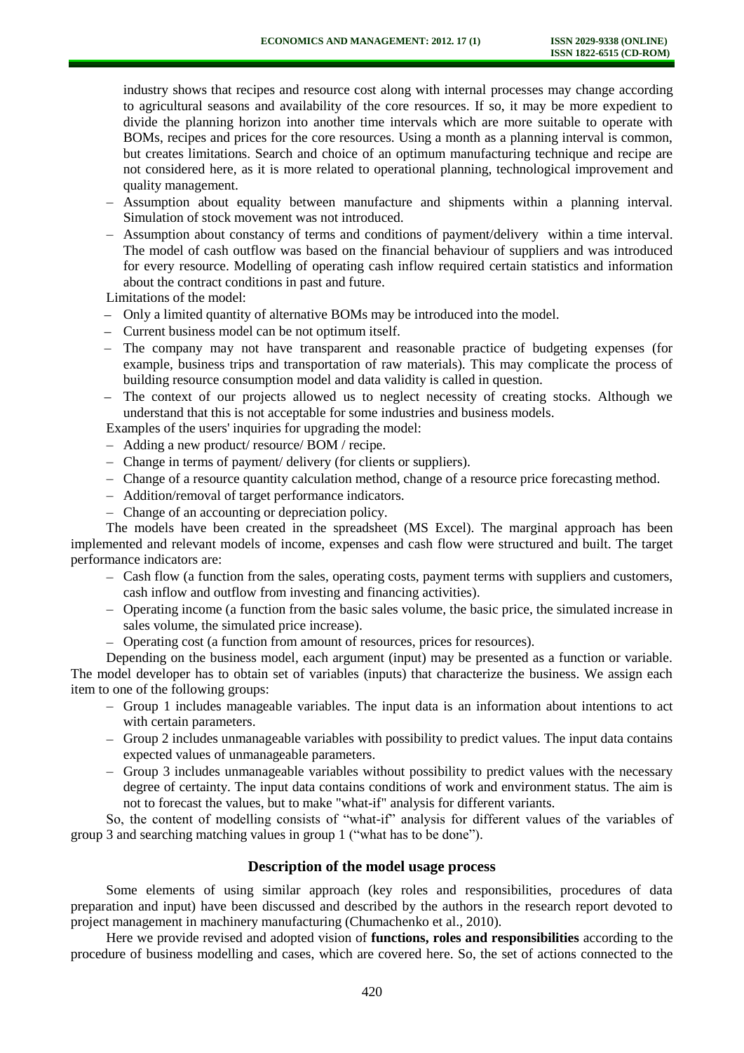industry shows that recipes and resource cost along with internal processes may change according to agricultural seasons and availability of the core resources. If so, it may be more expedient to divide the planning horizon into another time intervals which are more suitable to operate with BOMs, recipes and prices for the core resources. Using a month as a planning interval is common, but creates limitations. Search and choice of an optimum manufacturing technique and recipe are not considered here, as it is more related to operational planning, technological improvement and quality management.

- Assumption about equality between manufacture and shipments within a planning interval. Simulation of stock movement was not introduced.
- Assumption about constancy of terms and conditions of payment/delivery within a time interval. The model of cash outflow was based on the financial behaviour of suppliers and was introduced for every resource. Modelling of operating cash inflow required certain statistics and information about the contract conditions in past and future.

Limitations of the model:

- Only a limited quantity of alternative BOMs may be introduced into the model.
- Current business model can be not optimum itself.
- The company may not have transparent and reasonable practice of budgeting expenses (for example, business trips and transportation of raw materials). This may complicate the process of building resource consumption model and data validity is called in question.
- The context of our projects allowed us to neglect necessity of creating stocks. Although we understand that this is not acceptable for some industries and business models.

Examples of the users' inquiries for upgrading the model:

- Adding a new product/ resource/ BOM / recipe.
- Change in terms of payment/ delivery (for clients or suppliers).
- Change of a resource quantity calculation method, change of a resource price forecasting method.
- Addition/removal of target performance indicators.
- Change of an accounting or depreciation policy.

The models have been created in the spreadsheet (MS Excel). The marginal approach has been implemented and relevant models of income, expenses and cash flow were structured and built. The target performance indicators are:

- Cash flow (a function from the sales, operating costs, payment terms with suppliers and customers, cash inflow and outflow from investing and financing activities).
- Operating income (a function from the basic sales volume, the basic price, the simulated increase in sales volume, the simulated price increase).
- Operating cost (a function from amount of resources, prices for resources).

Depending on the business model, each argument (input) may be presented as a function or variable. The model developer has to obtain set of variables (inputs) that characterize the business. We assign each item to one of the following groups:

- Group 1 includes manageable variables. The input data is an information about intentions to act with certain parameters.
- Group 2 includes unmanageable variables with possibility to predict values. The input data contains expected values of unmanageable parameters.
- Group 3 includes unmanageable variables without possibility to predict values with the necessary degree of certainty. The input data contains conditions of work and environment status. The aim is not to forecast the values, but to make "what-if" analysis for different variants.

So, the content of modelling consists of "what-if" analysis for different values of the variables of group 3 and searching matching values in group 1 ("what has to be done").

## Description of the model usage process

Some elements of using similar approach (key roles and responsibilities, procedures of data preparation and input) have been discussed and described by the authors in the research report devoted to project management in machinery manufacturing (Chumachenko et al., 2010).

Here we provide revised and adopted vision of **functions, roles and responsibilities** according to the procedure of business modelling and cases, which are covered here. So, the set of actions connected to the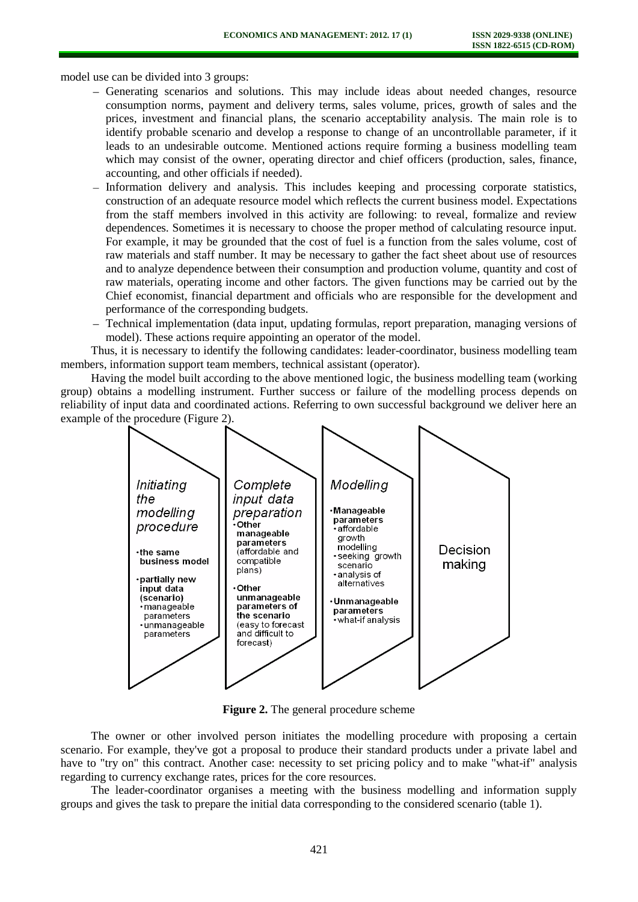model use can be divided into 3 groups:

- Generating scenarios and solutions. This may include ideas about needed changes, resource consumption norms, payment and delivery terms, sales volume, prices, growth of sales and the prices, investment and financial plans, the scenario acceptability analysis. The main role is to identify probable scenario and develop a response to change of an uncontrollable parameter, if it leads to an undesirable outcome. Mentioned actions require forming a business modelling team which may consist of the owner, operating director and chief officers (production, sales, finance, accounting, and other officials if needed).
- Information delivery and analysis. This includes keeping and processing corporate statistics, construction of an adequate resource model which reflects the current business model. Expectations from the staff members involved in this activity are following: to reveal, formalize and review dependences. Sometimes it is necessary to choose the proper method of calculating resource input. For example, it may be grounded that the cost of fuel is a function from the sales volume, cost of raw materials and staff number. It may be necessary to gather the fact sheet about use of resources and to analyze dependence between their consumption and production volume, quantity and cost of raw materials, operating income and other factors. The given functions may be carried out by the Chief economist, financial department and officials who are responsible for the development and performance of the corresponding budgets.
- Technical implementation (data input, updating formulas, report preparation, managing versions of model). These actions require appointing an operator of the model.

Thus, it is necessary to identify the following candidates: leader-coordinator, business modelling team members, information support team members, technical assistant (operator).

Having the model built according to the above mentioned logic, the business modelling team (working group) obtains a modelling instrument. Further success or failure of the modelling process depends on reliability of input data and coordinated actions. Referring to own successful background we deliver here an example of the procedure (Figure 2).

*Initiating the modelling procedure*
- the same business model
- partially new input data (scenario)
  - manageable parameters
  - unmanageable parameters

*Complete input data preparation*
- Other manageable parameters (affordable and compatible plans)
- Other unmanageable parameters of the scenario (easy to forecast and difficult to forecast)

*Modelling*
- Manageable parameters
  - affordable growth modelling
  - seeking growth scenario
  - analysis of alternatives
- Unmanageable parameters
  - what-if analysis

Decision making

**Figure 2.** The general procedure scheme

The owner or other involved person initiates the modelling procedure with proposing a certain scenario. For example, they've got a proposal to produce their standard products under a private label and have to "try on" this contract. Another case: necessity to set pricing policy and to make "what-if" analysis regarding to currency exchange rates, prices for the core resources.

The leader-coordinator organises a meeting with the business modelling and information supply groups and gives the task to prepare the initial data corresponding to the considered scenario (table 1).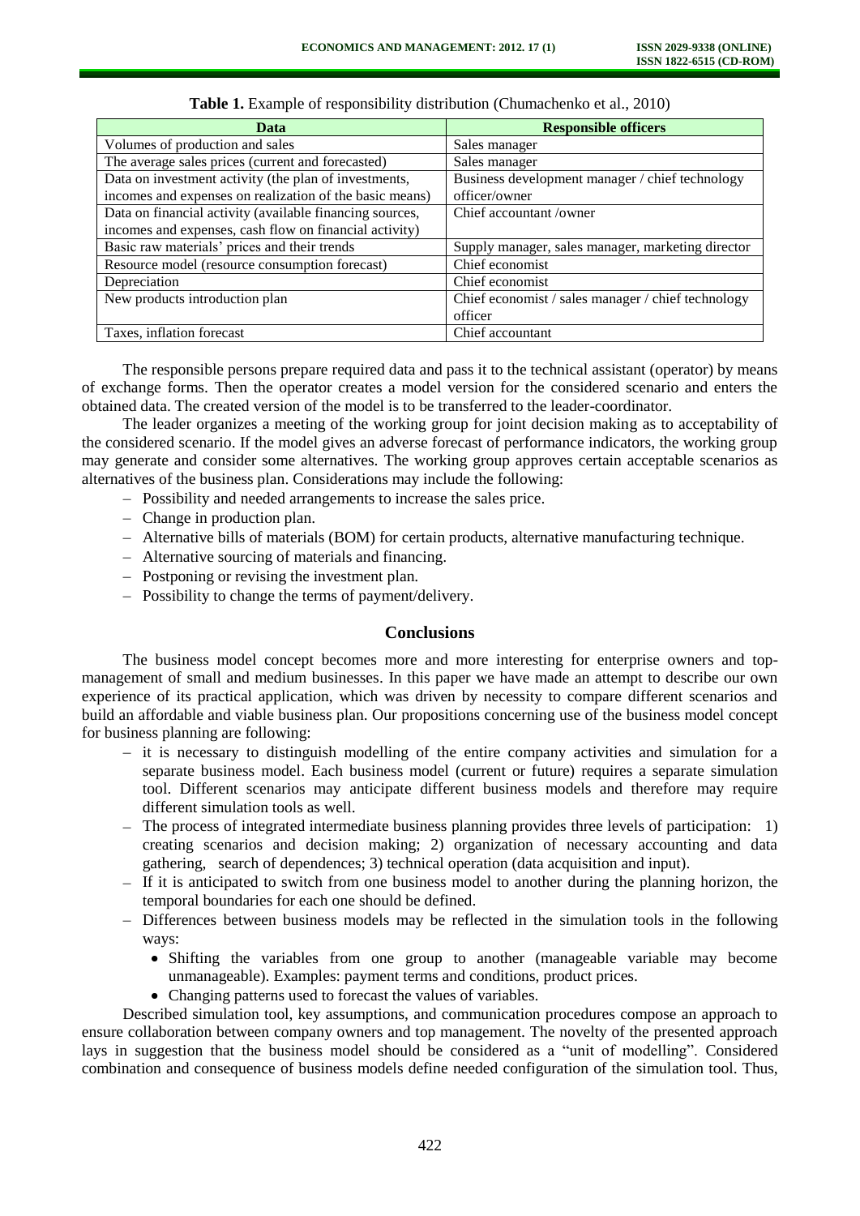**Table 1.** Example of responsibility distribution (Chumachenko et al., 2010)

| Data | Responsible officers |
|---|---|
| Volumes of production and sales | Sales manager |
| The average sales prices (current and forecasted) | Sales manager |
| Data on investment activity (the plan of investments, incomes and expenses on realization of the basic means) | Business development manager / chief technology officer/owner |
| Data on financial activity (available financing sources, incomes and expenses, cash flow on financial activity) | Chief accountant /owner |
| Basic raw materials' prices and their trends | Supply manager, sales manager, marketing director |
| Resource model (resource consumption forecast) | Chief economist |
| Depreciation | Chief economist |
| New products introduction plan | Chief economist / sales manager / chief technology officer |
| Taxes, inflation forecast | Chief accountant |

The responsible persons prepare required data and pass it to the technical assistant (operator) by means of exchange forms. Then the operator creates a model version for the considered scenario and enters the obtained data. The created version of the model is to be transferred to the leader-coordinator.

The leader organizes a meeting of the working group for joint decision making as to acceptability of the considered scenario. If the model gives an adverse forecast of performance indicators, the working group may generate and consider some alternatives. The working group approves certain acceptable scenarios as alternatives of the business plan. Considerations may include the following:

- Possibility and needed arrangements to increase the sales price.
- Change in production plan.
- Alternative bills of materials (BOM) for certain products, alternative manufacturing technique.
- Alternative sourcing of materials and financing.
- Postponing or revising the investment plan.
- Possibility to change the terms of payment/delivery.

## Conclusions

The business model concept becomes more and more interesting for enterprise owners and top-management of small and medium businesses. In this paper we have made an attempt to describe our own experience of its practical application, which was driven by necessity to compare different scenarios and build an affordable and viable business plan. Our propositions concerning use of the business model concept for business planning are following:

- it is necessary to distinguish modelling of the entire company activities and simulation for a separate business model. Each business model (current or future) requires a separate simulation tool. Different scenarios may anticipate different business models and therefore may require different simulation tools as well.
- The process of integrated intermediate business planning provides three levels of participation: 1) creating scenarios and decision making; 2) organization of necessary accounting and data gathering, search of dependences; 3) technical operation (data acquisition and input).
- If it is anticipated to switch from one business model to another during the planning horizon, the temporal boundaries for each one should be defined.
- Differences between business models may be reflected in the simulation tools in the following ways:
  - Shifting the variables from one group to another (manageable variable may become unmanageable). Examples: payment terms and conditions, product prices.
  - Changing patterns used to forecast the values of variables.

Described simulation tool, key assumptions, and communication procedures compose an approach to ensure collaboration between company owners and top management. The novelty of the presented approach lays in suggestion that the business model should be considered as a "unit of modelling". Considered combination and consequence of business models define needed configuration of the simulation tool. Thus,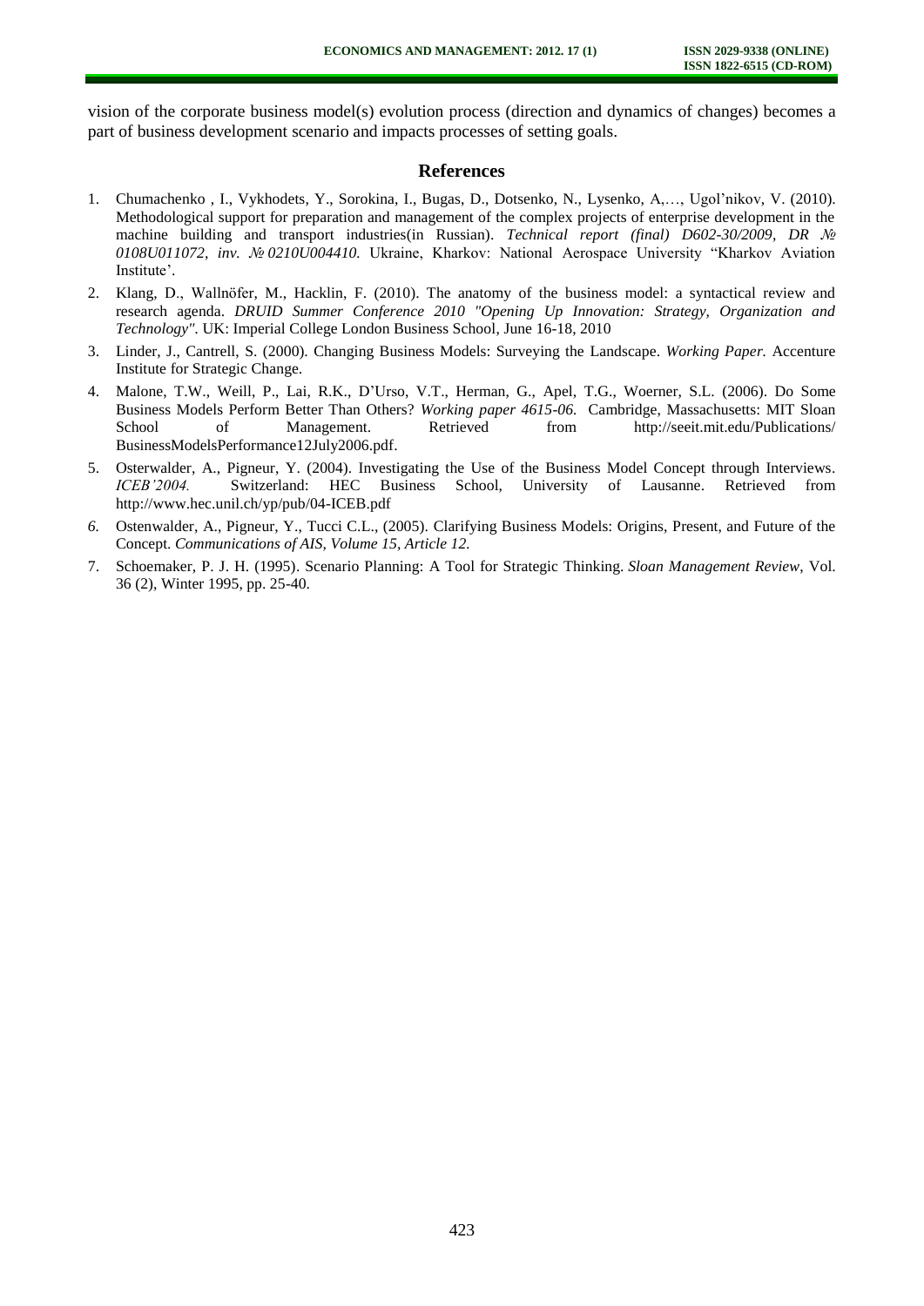vision of the corporate business model(s) evolution process (direction and dynamics of changes) becomes a part of business development scenario and impacts processes of setting goals.

## References

1. Chumachenko , I., Vykhodets, Y., Sorokina, I., Bugas, D., Dotsenko, N., Lysenko, A,…, Ugol'nikov, V. (2010). Methodological support for preparation and management of the complex projects of enterprise development in the machine building and transport industries(in Russian). *Technical report (final) D602-30/2009, DR № 0108U011072, inv. № 0210U004410.* Ukraine, Kharkov: National Aerospace University "Kharkov Aviation Institute'.
2. Klang, D., Wallnöfer, M., Hacklin, F. (2010). The anatomy of the business model: a syntactical review and research agenda. *DRUID Summer Conference 2010 "Opening Up Innovation: Strategy, Organization and Technology".* UK: Imperial College London Business School, June 16-18, 2010
3. Linder, J., Cantrell, S. (2000). Changing Business Models: Surveying the Landscape. *Working Paper.* Accenture Institute for Strategic Change.
4. Malone, T.W., Weill, P., Lai, R.K., D'Urso, V.T., Herman, G., Apel, T.G., Woerner, S.L. (2006). Do Some Business Models Perform Better Than Others? *Working paper 4615-06.* Cambridge, Massachusetts: MIT Sloan School of Management. Retrieved from http://seeit.mit.edu/Publications/ BusinessModelsPerformance12July2006.pdf.
5. Osterwalder, A., Pigneur, Y. (2004). Investigating the Use of the Business Model Concept through Interviews. *ICEB'2004.* Switzerland: HEC Business School, University of Lausanne. Retrieved from http://www.hec.unil.ch/yp/pub/04-ICEB.pdf
6. Ostenwalder, A., Pigneur, Y., Tucci C.L., (2005). Clarifying Business Models: Origins, Present, and Future of the Concept. *Communications of AIS, Volume 15, Article 12.*
7. Schoemaker, P. J. H. (1995). Scenario Planning: A Tool for Strategic Thinking. *Sloan Management Review*, Vol. 36 (2), Winter 1995, pp. 25-40.